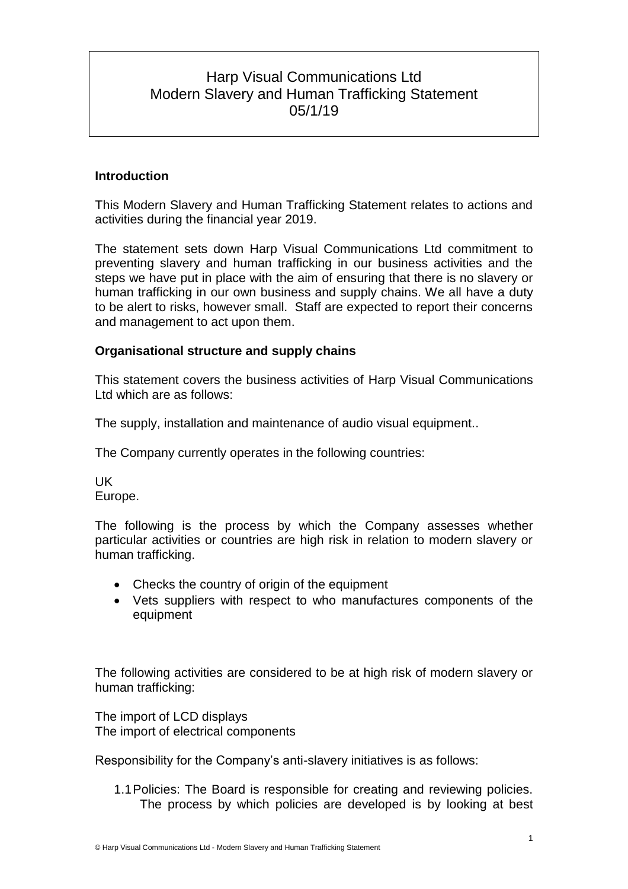# Harp Visual Communications Ltd
# Modern Slavery and Human Trafficking Statement
# 05/1/19

## Introduction

This Modern Slavery and Human Trafficking Statement relates to actions and activities during the financial year 2019.

The statement sets down Harp Visual Communications Ltd commitment to preventing slavery and human trafficking in our business activities and the steps we have put in place with the aim of ensuring that there is no slavery or human trafficking in our own business and supply chains. We all have a duty to be alert to risks, however small. Staff are expected to report their concerns and management to act upon them.

## Organisational structure and supply chains

This statement covers the business activities of Harp Visual Communications Ltd which are as follows:

The supply, installation and maintenance of audio visual equipment..

The Company currently operates in the following countries:

UK
Europe.

The following is the process by which the Company assesses whether particular activities or countries are high risk in relation to modern slavery or human trafficking.

- Checks the country of origin of the equipment
- Vets suppliers with respect to who manufactures components of the equipment

The following activities are considered to be at high risk of modern slavery or human trafficking:

The import of LCD displays
The import of electrical components

Responsibility for the Company's anti-slavery initiatives is as follows:

1.1 Policies: The Board is responsible for creating and reviewing policies. The process by which policies are developed is by looking at best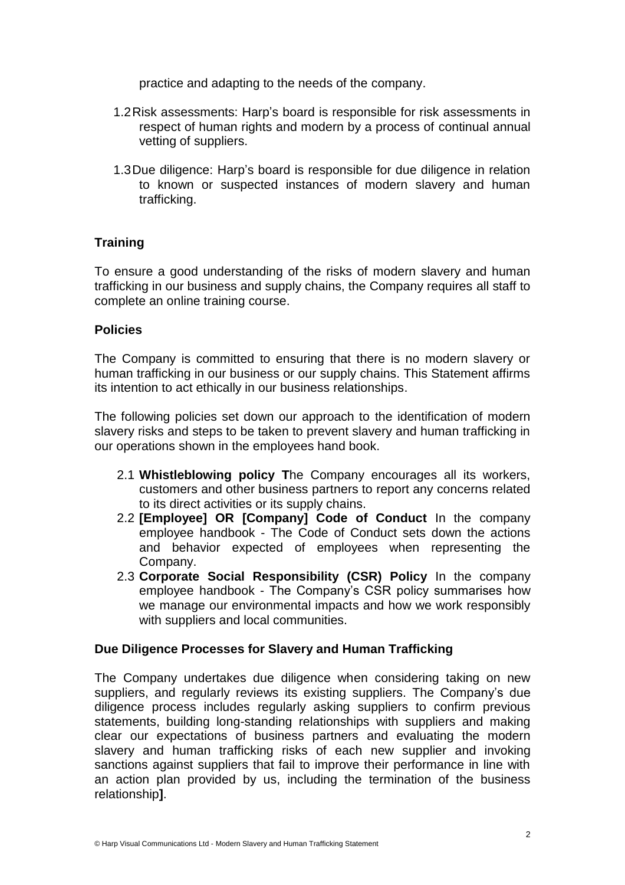practice and adapting to the needs of the company.

1.2 Risk assessments: Harp's board is responsible for risk assessments in respect of human rights and modern by a process of continual annual vetting of suppliers.

1.3 Due diligence: Harp's board is responsible for due diligence in relation to known or suspected instances of modern slavery and human trafficking.

**Training**

To ensure a good understanding of the risks of modern slavery and human trafficking in our business and supply chains, the Company requires all staff to complete an online training course.

**Policies**

The Company is committed to ensuring that there is no modern slavery or human trafficking in our business or our supply chains. This Statement affirms its intention to act ethically in our business relationships.

The following policies set down our approach to the identification of modern slavery risks and steps to be taken to prevent slavery and human trafficking in our operations shown in the employees hand book.

2.1 **Whistleblowing policy T**he Company encourages all its workers, customers and other business partners to report any concerns related to its direct activities or its supply chains.

2.2 **[Employee] OR [Company] Code of Conduct** In the company employee handbook - The Code of Conduct sets down the actions and behavior expected of employees when representing the Company.

2.3 **Corporate Social Responsibility (CSR) Policy** In the company employee handbook - The Company's CSR policy summarises how we manage our environmental impacts and how we work responsibly with suppliers and local communities.

**Due Diligence Processes for Slavery and Human Trafficking**

The Company undertakes due diligence when considering taking on new suppliers, and regularly reviews its existing suppliers. The Company's due diligence process includes regularly asking suppliers to confirm previous statements, building long-standing relationships with suppliers and making clear our expectations of business partners and evaluating the modern slavery and human trafficking risks of each new supplier and invoking sanctions against suppliers that fail to improve their performance in line with an action plan provided by us, including the termination of the business relationship**]**.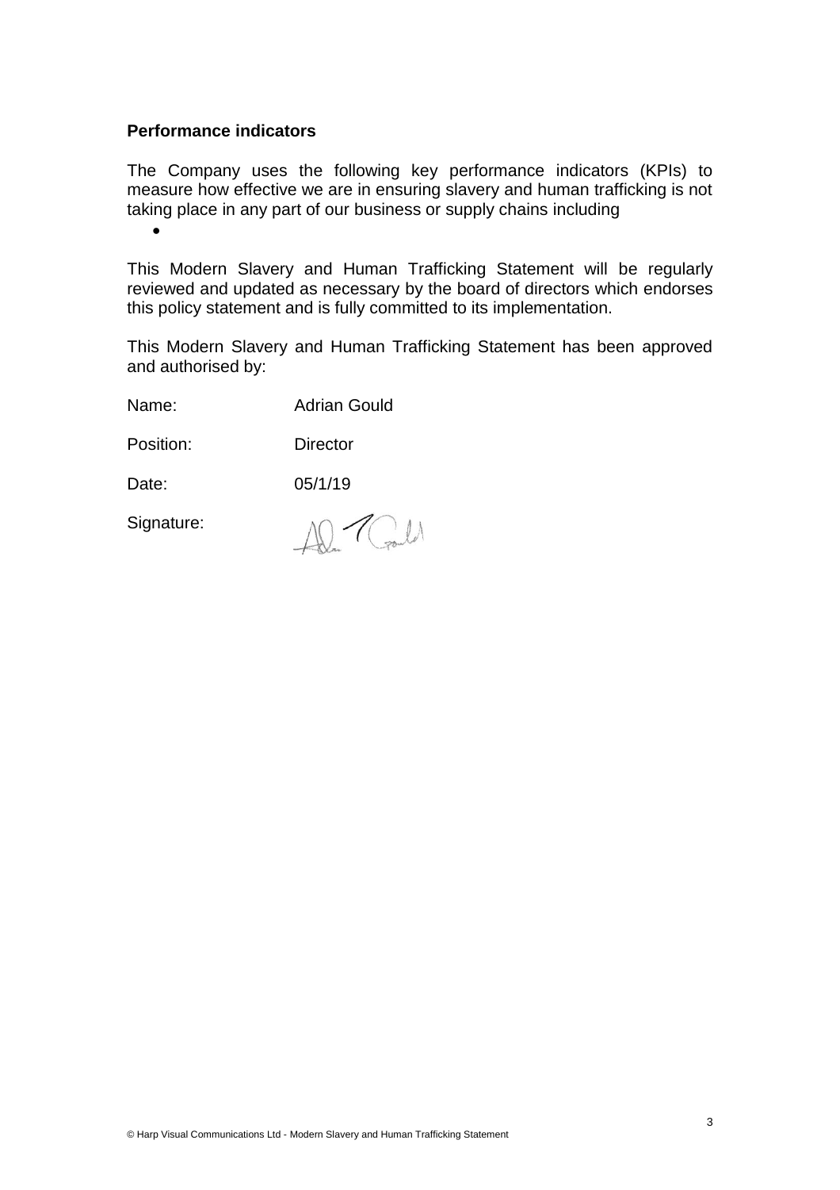### Performance indicators

The Company uses the following key performance indicators (KPIs) to measure how effective we are in ensuring slavery and human trafficking is not taking place in any part of our business or supply chains including

-

This Modern Slavery and Human Trafficking Statement will be regularly reviewed and updated as necessary by the board of directors which endorses this policy statement and is fully committed to its implementation.

This Modern Slavery and Human Trafficking Statement has been approved and authorised by:

Name: Adrian Gould

Position: Director

Date: 05/1/19

Signature:

© Harp Visual Communications Ltd - Modern Slavery and Human Trafficking Statement